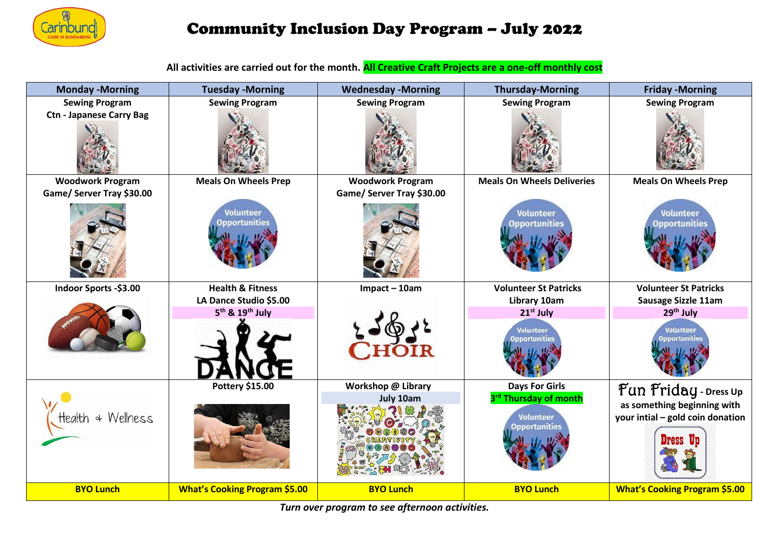# Community Inclusion Day Program – July 2022

**All activities are carried out for the month. All Creative Craft Projects are a one-off monthly cost**

| Monday -Morning | Tuesday -Morning | Wednesday -Morning | Thursday-Morning | Friday -Morning |
|---|---|---|---|---|
| **Sewing Program** **Ctn - Japanese Carry Bag** | **Sewing Program** | **Sewing Program** | **Sewing Program** | **Sewing Program** |
| **Woodwork Program** **Game/ Server Tray $30.00** | **Meals On Wheels Prep** | **Woodwork Program** **Game/ Server Tray $30.00** | **Meals On Wheels Deliveries** | **Meals On Wheels Prep** |
| **Indoor Sports -$3.00** | **Health & Fitness** **LA Dance Studio $5.00** **5th & 19th July** | **Impact – 10am** | **Volunteer St Patricks** **Library 10am** **21st July** | **Volunteer St Patricks** **Sausage Sizzle 11am** **29th July** |
| Health & Wellness | **Pottery $15.00** | **Workshop @ Library** **July 10am** | **Days For Girls** **3rd Thursday of month** | **Fun Friday - Dress Up as something beginning with your intial – gold coin donation** |
| **BYO Lunch** | **What's Cooking Program $5.00** | **BYO Lunch** | **BYO Lunch** | **What's Cooking Program $5.00** |

*Turn over program to see afternoon activities.*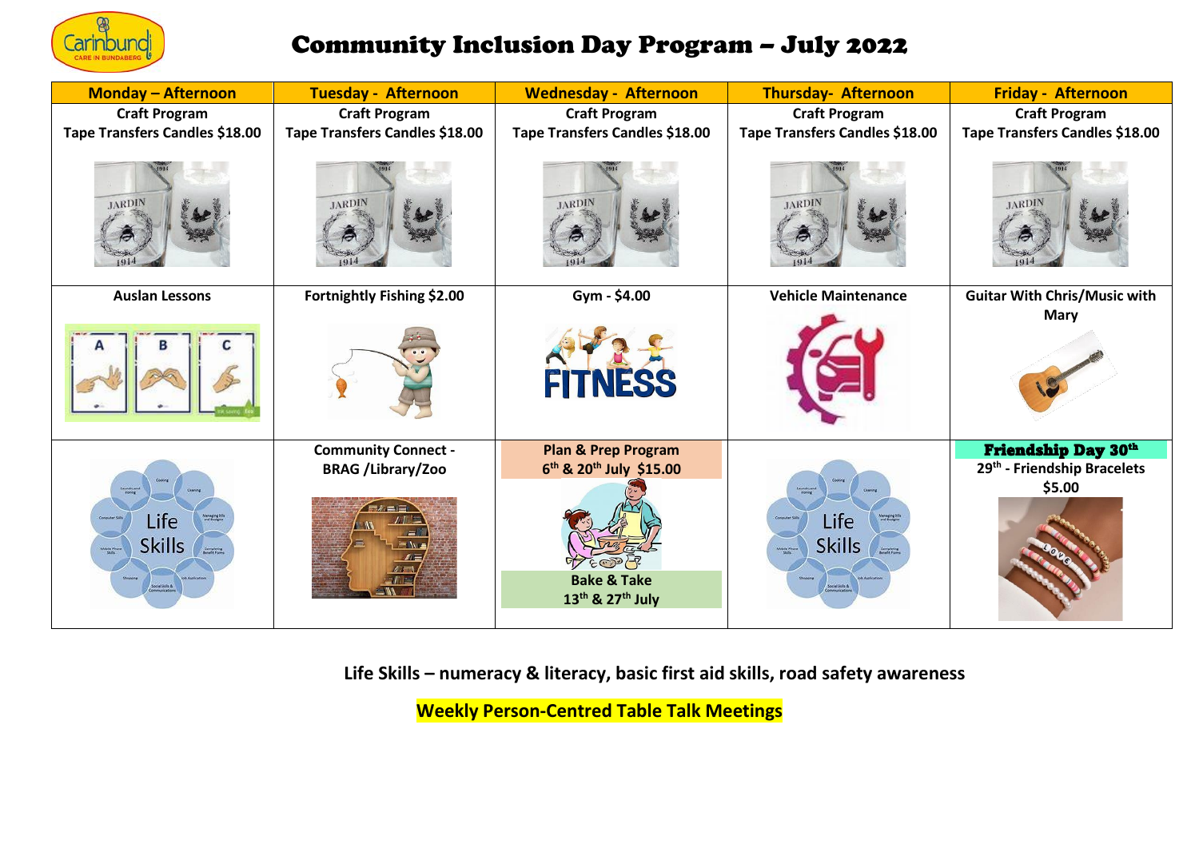# Community Inclusion Day Program – July 2022

| Monday – Afternoon | Tuesday - Afternoon | Wednesday - Afternoon | Thursday- Afternoon | Friday - Afternoon |
|---|---|---|---|---|
| Craft Program<br>Tape Transfers Candles $18.00 | Craft Program<br>Tape Transfers Candles $18.00 | Craft Program<br>Tape Transfers Candles $18.00 | Craft Program<br>Tape Transfers Candles $18.00 | Craft Program<br>Tape Transfers Candles $18.00 |
| Auslan Lessons | Fortnightly Fishing $2.00 | Gym - $4.00 | Vehicle Maintenance | Guitar With Chris/Music with Mary |
| Life Skills | Community Connect - BRAG /Library/Zoo | Plan & Prep Program<br>6th & 20th July $15.00<br>Bake & Take<br>13th & 27th July | Life Skills | Friendship Day 30th<br>29th - Friendship Bracelets $5.00 |

**Life Skills – numeracy & literacy, basic first aid skills, road safety awareness**

**Weekly Person-Centred Table Talk Meetings**